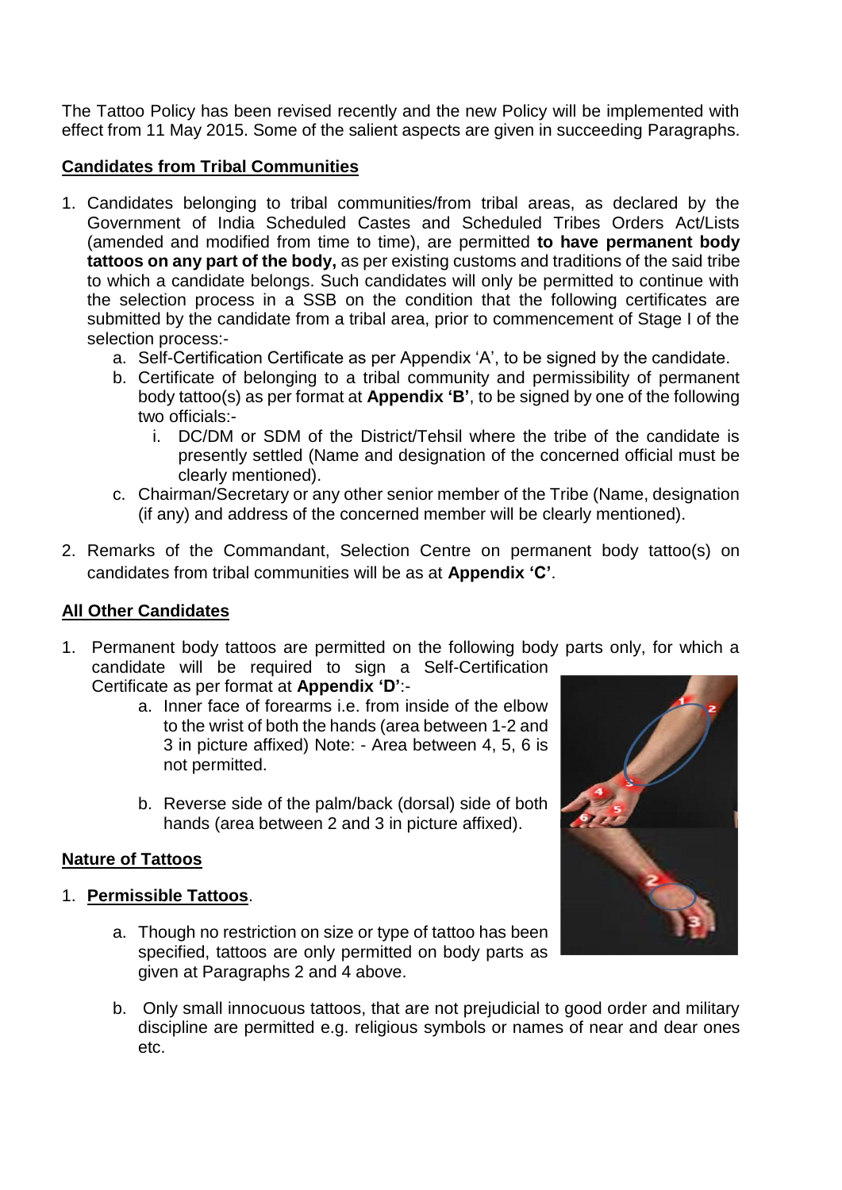The Tattoo Policy has been revised recently and the new Policy will be implemented with effect from 11 May 2015. Some of the salient aspects are given in succeeding Paragraphs.

## Candidates from Tribal Communities

1. Candidates belonging to tribal communities/from tribal areas, as declared by the Government of India Scheduled Castes and Scheduled Tribes Orders Act/Lists (amended and modified from time to time), are permitted **to have permanent body tattoos on any part of the body,** as per existing customs and traditions of the said tribe to which a candidate belongs. Such candidates will only be permitted to continue with the selection process in a SSB on the condition that the following certificates are submitted by the candidate from a tribal area, prior to commencement of Stage I of the selection process:-
   a. Self-Certification Certificate as per Appendix 'A', to be signed by the candidate.
   b. Certificate of belonging to a tribal community and permissibility of permanent body tattoo(s) as per format at **Appendix 'B'**, to be signed by one of the following two officials:-
      i. DC/DM or SDM of the District/Tehsil where the tribe of the candidate is presently settled (Name and designation of the concerned official must be clearly mentioned).
   c. Chairman/Secretary or any other senior member of the Tribe (Name, designation (if any) and address of the concerned member will be clearly mentioned).

2. Remarks of the Commandant, Selection Centre on permanent body tattoo(s) on candidates from tribal communities will be as at **Appendix 'C'**.

## All Other Candidates

1. Permanent body tattoos are permitted on the following body parts only, for which a candidate will be required to sign a Self-Certification Certificate as per format at **Appendix 'D'**:-
   a. Inner face of forearms i.e. from inside of the elbow to the wrist of both the hands (area between 1-2 and 3 in picture affixed) Note: - Area between 4, 5, 6 is not permitted.
   b. Reverse side of the palm/back (dorsal) side of both hands (area between 2 and 3 in picture affixed).

## Nature of Tattoos

1. **Permissible Tattoos**.
   a. Though no restriction on size or type of tattoo has been specified, tattoos are only permitted on body parts as given at Paragraphs 2 and 4 above.
   b. Only small innocuous tattoos, that are not prejudicial to good order and military discipline are permitted e.g. religious symbols or names of near and dear ones etc.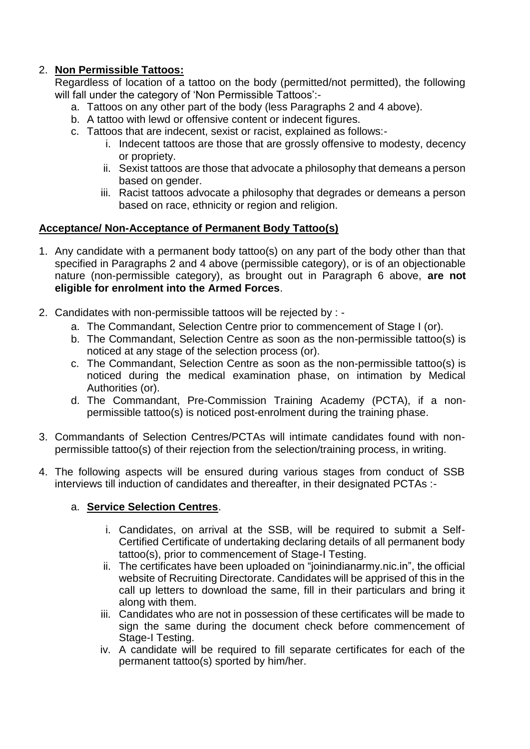2. **Non Permissible Tattoos:**
   Regardless of location of a tattoo on the body (permitted/not permitted), the following will fall under the category of 'Non Permissible Tattoos':-
   a. Tattoos on any other part of the body (less Paragraphs 2 and 4 above).
   b. A tattoo with lewd or offensive content or indecent figures.
   c. Tattoos that are indecent, sexist or racist, explained as follows:-
      i. Indecent tattoos are those that are grossly offensive to modesty, decency or propriety.
      ii. Sexist tattoos are those that advocate a philosophy that demeans a person based on gender.
      iii. Racist tattoos advocate a philosophy that degrades or demeans a person based on race, ethnicity or region and religion.

**Acceptance/ Non-Acceptance of Permanent Body Tattoo(s)**

1. Any candidate with a permanent body tattoo(s) on any part of the body other than that specified in Paragraphs 2 and 4 above (permissible category), or is of an objectionable nature (non-permissible category), as brought out in Paragraph 6 above, **are not eligible for enrolment into the Armed Forces**.

2. Candidates with non-permissible tattoos will be rejected by : -
   a. The Commandant, Selection Centre prior to commencement of Stage I (or).
   b. The Commandant, Selection Centre as soon as the non-permissible tattoo(s) is noticed at any stage of the selection process (or).
   c. The Commandant, Selection Centre as soon as the non-permissible tattoo(s) is noticed during the medical examination phase, on intimation by Medical Authorities (or).
   d. The Commandant, Pre-Commission Training Academy (PCTA), if a non-permissible tattoo(s) is noticed post-enrolment during the training phase.

3. Commandants of Selection Centres/PCTAs will intimate candidates found with non-permissible tattoo(s) of their rejection from the selection/training process, in writing.

4. The following aspects will be ensured during various stages from conduct of SSB interviews till induction of candidates and thereafter, in their designated PCTAs :-

   a. **Service Selection Centres**.

      i. Candidates, on arrival at the SSB, will be required to submit a Self-Certified Certificate of undertaking declaring details of all permanent body tattoo(s), prior to commencement of Stage-I Testing.
      ii. The certificates have been uploaded on "joinindianarmy.nic.in", the official website of Recruiting Directorate. Candidates will be apprised of this in the call up letters to download the same, fill in their particulars and bring it along with them.
      iii. Candidates who are not in possession of these certificates will be made to sign the same during the document check before commencement of Stage-I Testing.
      iv. A candidate will be required to fill separate certificates for each of the permanent tattoo(s) sported by him/her.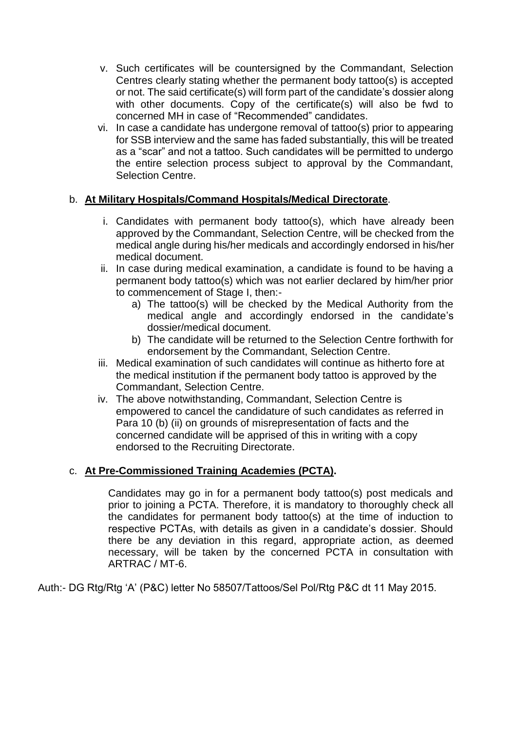v. Such certificates will be countersigned by the Commandant, Selection Centres clearly stating whether the permanent body tattoo(s) is accepted or not. The said certificate(s) will form part of the candidate's dossier along with other documents. Copy of the certificate(s) will also be fwd to concerned MH in case of "Recommended" candidates.

vi. In case a candidate has undergone removal of tattoo(s) prior to appearing for SSB interview and the same has faded substantially, this will be treated as a "scar" and not a tattoo. Such candidates will be permitted to undergo the entire selection process subject to approval by the Commandant, Selection Centre.

b. **<u>At Military Hospitals/Command Hospitals/Medical Directorate</u>**.

i. Candidates with permanent body tattoo(s), which have already been approved by the Commandant, Selection Centre, will be checked from the medical angle during his/her medicals and accordingly endorsed in his/her medical document.

ii. In case during medical examination, a candidate is found to be having a permanent body tattoo(s) which was not earlier declared by him/her prior to commencement of Stage I, then:-

a) The tattoo(s) will be checked by the Medical Authority from the medical angle and accordingly endorsed in the candidate's dossier/medical document.

b) The candidate will be returned to the Selection Centre forthwith for endorsement by the Commandant, Selection Centre.

iii. Medical examination of such candidates will continue as hitherto fore at the medical institution if the permanent body tattoo is approved by the Commandant, Selection Centre.

iv. The above notwithstanding, Commandant, Selection Centre is empowered to cancel the candidature of such candidates as referred in Para 10 (b) (ii) on grounds of misrepresentation of facts and the concerned candidate will be apprised of this in writing with a copy endorsed to the Recruiting Directorate.

c. **<u>At Pre-Commissioned Training Academies (PCTA)</u>.**

Candidates may go in for a permanent body tattoo(s) post medicals and prior to joining a PCTA. Therefore, it is mandatory to thoroughly check all the candidates for permanent body tattoo(s) at the time of induction to respective PCTAs, with details as given in a candidate's dossier. Should there be any deviation in this regard, appropriate action, as deemed necessary, will be taken by the concerned PCTA in consultation with ARTRAC / MT-6.

Auth:- DG Rtg/Rtg 'A' (P&C) letter No 58507/Tattoos/Sel Pol/Rtg P&C dt 11 May 2015.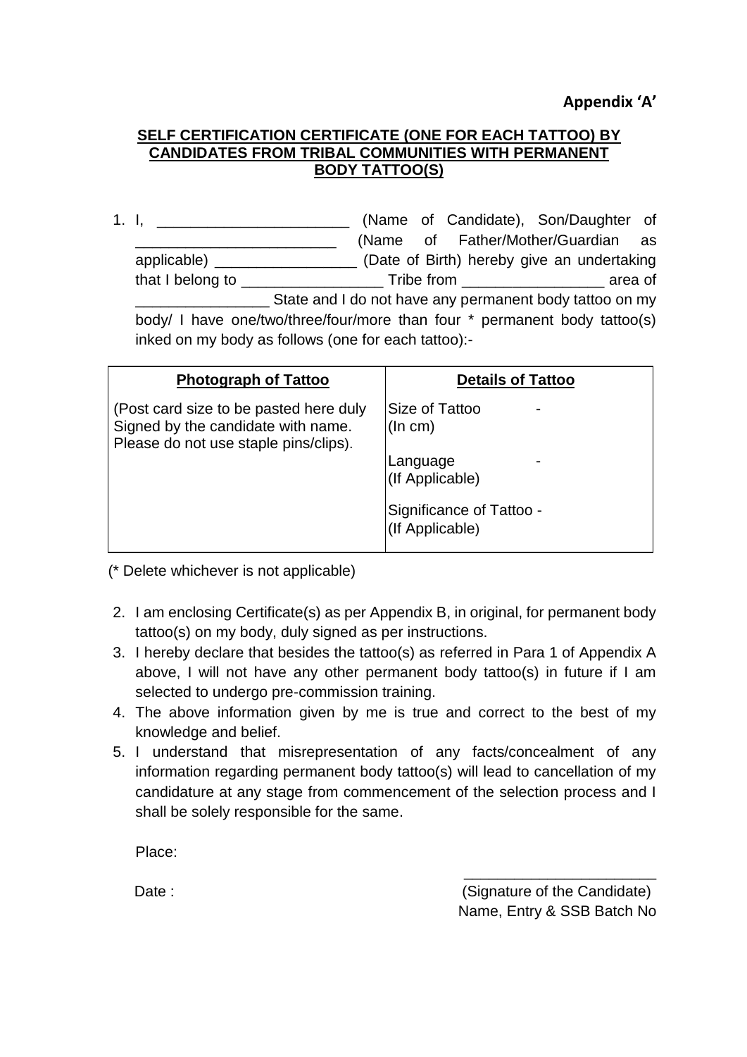**Appendix 'A'**

**SELF CERTIFICATION CERTIFICATE (ONE FOR EACH TATTOO) BY CANDIDATES FROM TRIBAL COMMUNITIES WITH PERMANENT BODY TATTOO(S)**

1. I, _______________________ (Name of Candidate), Son/Daughter of ________________________ (Name of Father/Mother/Guardian as applicable) _________________ (Date of Birth) hereby give an undertaking that I belong to _________________ Tribe from _________________ area of ________________ State and I do not have any permanent body tattoo on my body/ I have one/two/three/four/more than four * permanent body tattoo(s) inked on my body as follows (one for each tattoo):-

| **Photograph of Tattoo** | **Details of Tattoo** |
| --- | --- |
| (Post card size to be pasted here duly Signed by the candidate with name. Please do not use staple pins/clips). | Size of Tattoo (In cm) -<br>Language (If Applicable) -<br>Significance of Tattoo (If Applicable) - |

(* Delete whichever is not applicable)

2. I am enclosing Certificate(s) as per Appendix B, in original, for permanent body tattoo(s) on my body, duly signed as per instructions.
3. I hereby declare that besides the tattoo(s) as referred in Para 1 of Appendix A above, I will not have any other permanent body tattoo(s) in future if I am selected to undergo pre-commission training.
4. The above information given by me is true and correct to the best of my knowledge and belief.
5. I understand that misrepresentation of any facts/concealment of any information regarding permanent body tattoo(s) will lead to cancellation of my candidature at any stage from commencement of the selection process and I shall be solely responsible for the same.

Place:

Date :

_______________________
(Signature of the Candidate)
Name, Entry & SSB Batch No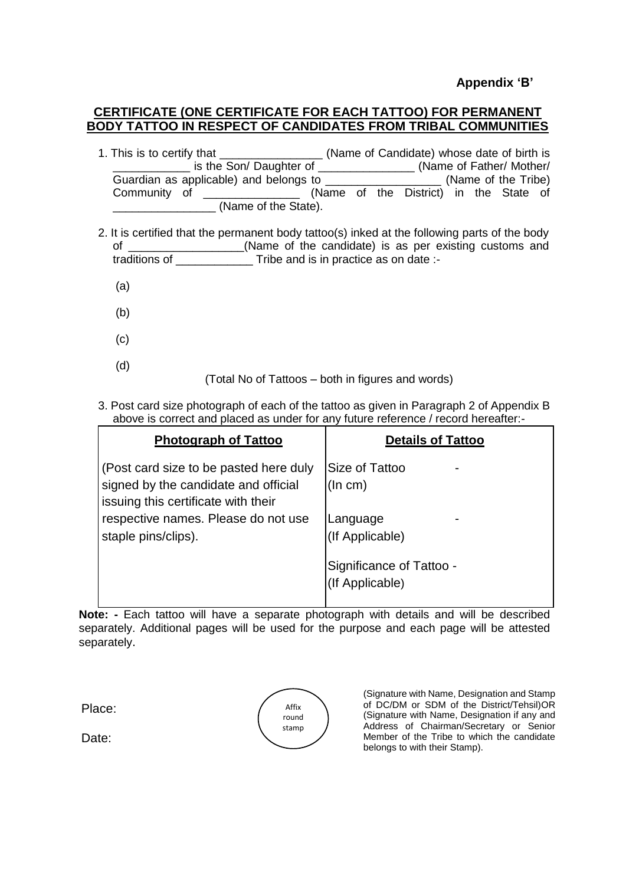**Appendix 'B'**

## CERTIFICATE (ONE CERTIFICATE FOR EACH TATTOO) FOR PERMANENT BODY TATTOO IN RESPECT OF CANDIDATES FROM TRIBAL COMMUNITIES

1. This is to certify that ________________ (Name of Candidate) whose date of birth is ____________ is the Son/ Daughter of _______________ (Name of Father/ Mother/ Guardian as applicable) and belongs to __________________ (Name of the Tribe) Community of _______________ (Name of the District) in the State of ________________ (Name of the State).

2. It is certified that the permanent body tattoo(s) inked at the following parts of the body of __________________(Name of the candidate) is as per existing customs and traditions of ____________ Tribe and is in practice as on date :-

   (a)

   (b)

   (c)

   (d)

   (Total No of Tattoos – both in figures and words)

3. Post card size photograph of each of the tattoo as given in Paragraph 2 of Appendix B above is correct and placed as under for any future reference / record hereafter:-

| **Photograph of Tattoo** | **Details of Tattoo** |
|---|---|
| (Post card size to be pasted here duly signed by the candidate and official issuing this certificate with their respective names. Please do not use staple pins/clips). | Size of Tattoo (In cm) - <br> Language (If Applicable) - <br> Significance of Tattoo (If Applicable) - |

**Note: -** Each tattoo will have a separate photograph with details and will be described separately. Additional pages will be used for the purpose and each page will be attested separately.

Place:

Date:

Affix round stamp

(Signature with Name, Designation and Stamp of DC/DM or SDM of the District/Tehsil)OR (Signature with Name, Designation if any and Address of Chairman/Secretary or Senior Member of the Tribe to which the candidate belongs to with their Stamp).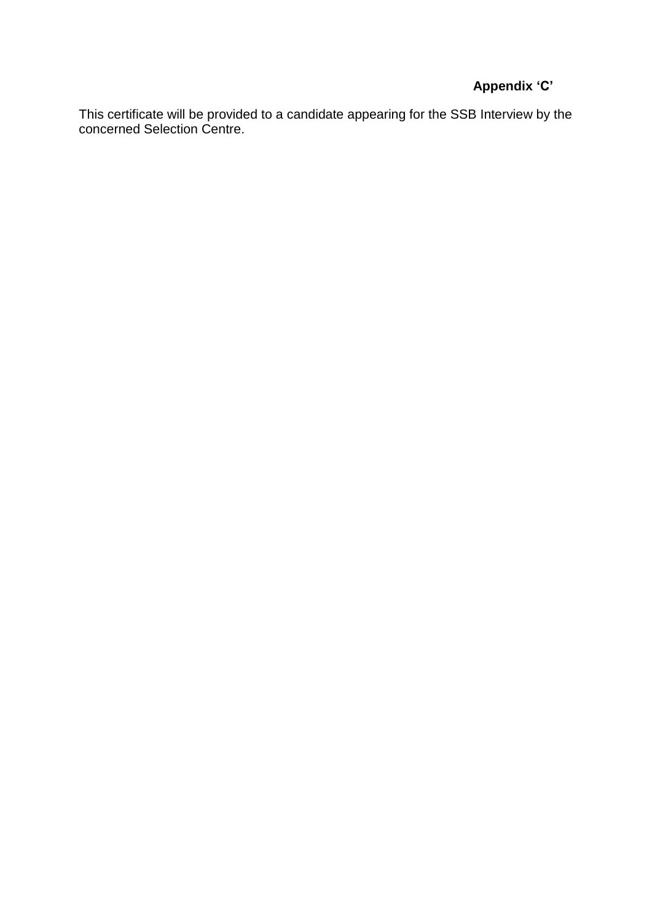**Appendix ‘C’**

This certificate will be provided to a candidate appearing for the SSB Interview by the concerned Selection Centre.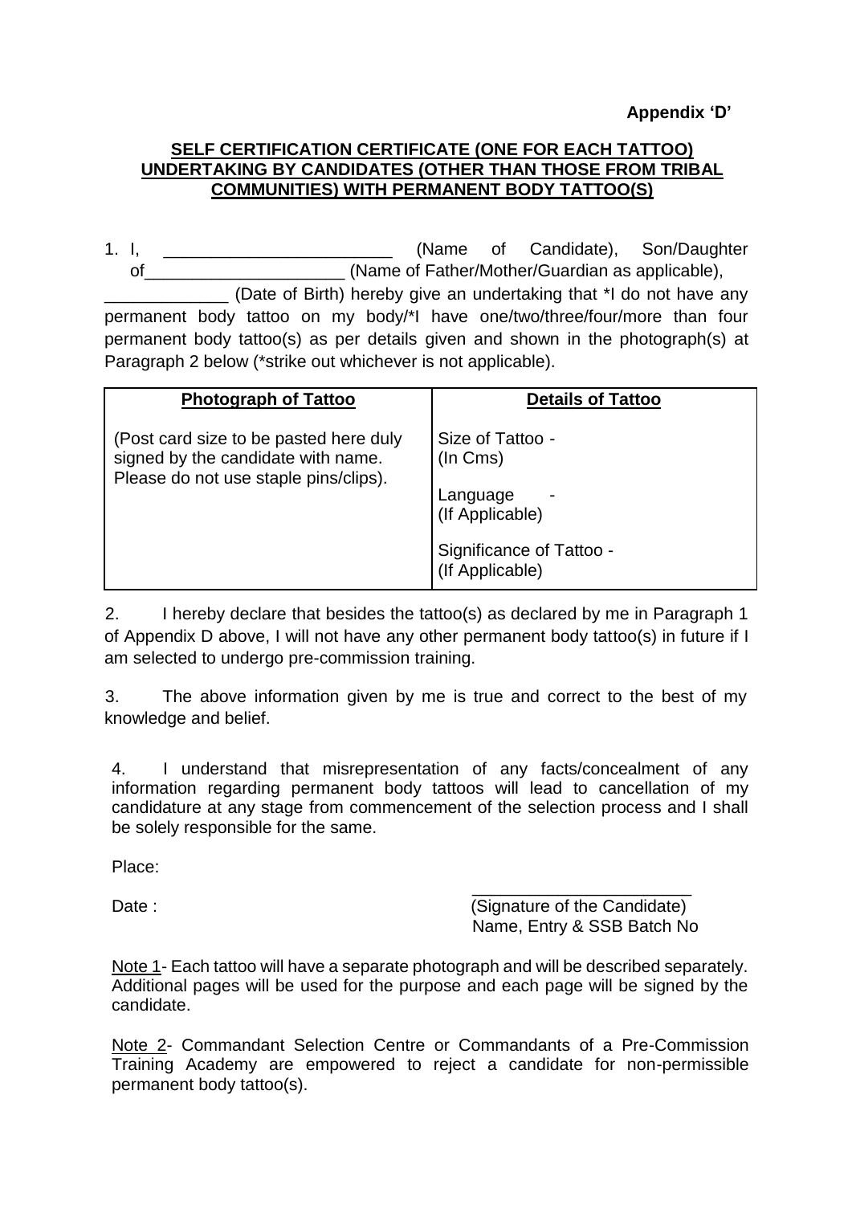**Appendix 'D'**

**SELF CERTIFICATION CERTIFICATE (ONE FOR EACH TATTOO) UNDERTAKING BY CANDIDATES (OTHER THAN THOSE FROM TRIBAL COMMUNITIES) WITH PERMANENT BODY TATTOO(S)**

1. I, ________________________ (Name of Candidate), Son/Daughter of_____________________ (Name of Father/Mother/Guardian as applicable), _____________ (Date of Birth) hereby give an undertaking that *I do not have any permanent body tattoo on my body/*I have one/two/three/four/more than four permanent body tattoo(s) as per details given and shown in the photograph(s) at Paragraph 2 below (*strike out whichever is not applicable).

| Photograph of Tattoo | Details of Tattoo |
|---|---|
| (Post card size to be pasted here duly signed by the candidate with name. Please do not use staple pins/clips). | Size of Tattoo - (In Cms)<br><br>Language - (If Applicable)<br><br>Significance of Tattoo - (If Applicable) |

2. I hereby declare that besides the tattoo(s) as declared by me in Paragraph 1 of Appendix D above, I will not have any other permanent body tattoo(s) in future if I am selected to undergo pre-commission training.

3. The above information given by me is true and correct to the best of my knowledge and belief.

4. I understand that misrepresentation of any facts/concealment of any information regarding permanent body tattoos will lead to cancellation of my candidature at any stage from commencement of the selection process and I shall be solely responsible for the same.

Place:

Date :

________________________
(Signature of the Candidate)
Name, Entry & SSB Batch No

Note 1- Each tattoo will have a separate photograph and will be described separately. Additional pages will be used for the purpose and each page will be signed by the candidate.

Note 2- Commandant Selection Centre or Commandants of a Pre-Commission Training Academy are empowered to reject a candidate for non-permissible permanent body tattoo(s).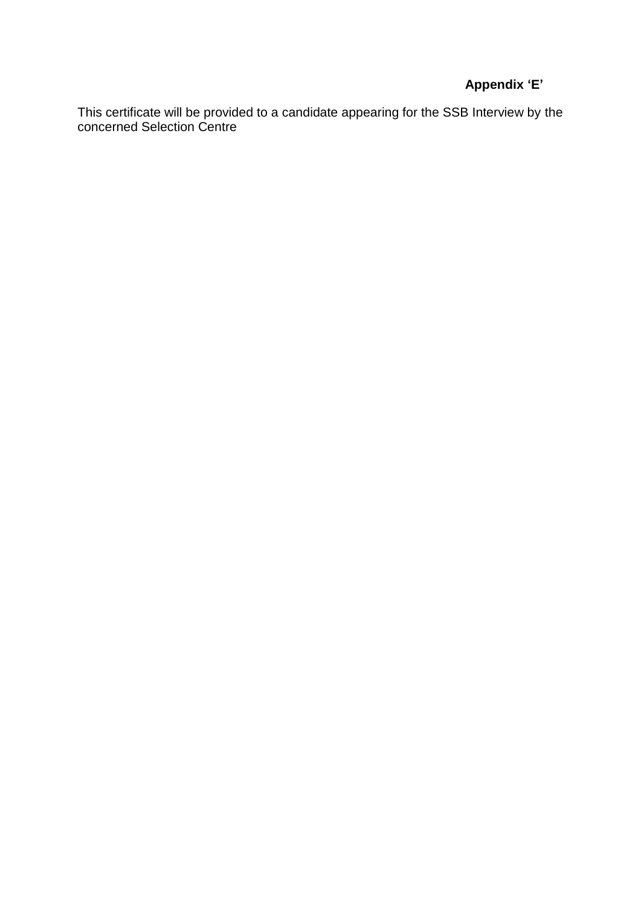**Appendix 'E'**

This certificate will be provided to a candidate appearing for the SSB Interview by the concerned Selection Centre